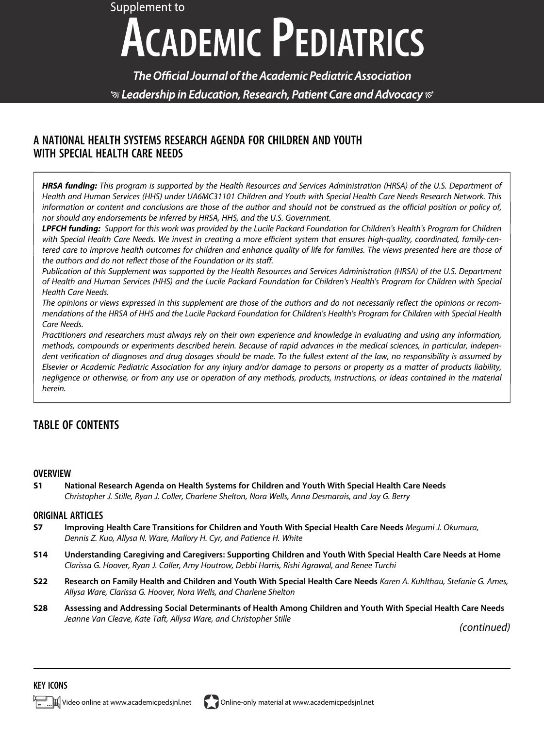Supplement to

# Academic Pediatrics

**The Official Journal of the Academic Pediatric Association**

***Leadership in Education, Research, Patient Care and Advocacy***

## A NATIONAL HEALTH SYSTEMS RESEARCH AGENDA FOR CHILDREN AND YOUTH WITH SPECIAL HEALTH CARE NEEDS

***HRSA funding:*** *This program is supported by the Health Resources and Services Administration (HRSA) of the U.S. Department of Health and Human Services (HHS) under UA6MC31101 Children and Youth with Special Health Care Needs Research Network. This information or content and conclusions are those of the author and should not be construed as the official position or policy of, nor should any endorsements be inferred by HRSA, HHS, and the U.S. Government.*

***LPFCH funding:*** *Support for this work was provided by the Lucile Packard Foundation for Children's Health's Program for Children with Special Health Care Needs. We invest in creating a more efficient system that ensures high-quality, coordinated, family-centered care to improve health outcomes for children and enhance quality of life for families. The views presented here are those of the authors and do not reflect those of the Foundation or its staff.*

*Publication of this Supplement was supported by the Health Resources and Services Administration (HRSA) of the U.S. Department of Health and Human Services (HHS) and the Lucile Packard Foundation for Children's Health's Program for Children with Special Health Care Needs.*

*The opinions or views expressed in this supplement are those of the authors and do not necessarily reflect the opinions or recommendations of the HRSA of HHS and the Lucile Packard Foundation for Children's Health's Program for Children with Special Health Care Needs.*

*Practitioners and researchers must always rely on their own experience and knowledge in evaluating and using any information, methods, compounds or experiments described herein. Because of rapid advances in the medical sciences, in particular, independent verification of diagnoses and drug dosages should be made. To the fullest extent of the law, no responsibility is assumed by Elsevier or Academic Pediatric Association for any injury and/or damage to persons or property as a matter of products liability, negligence or otherwise, or from any use or operation of any methods, products, instructions, or ideas contained in the material herein.*

## TABLE OF CONTENTS

### OVERVIEW

**S1** **National Research Agenda on Health Systems for Children and Youth With Special Health Care Needs**
*Christopher J. Stille, Ryan J. Coller, Charlene Shelton, Nora Wells, Anna Desmarais, and Jay G. Berry*

### ORIGINAL ARTICLES

**S7** **Improving Health Care Transitions for Children and Youth With Special Health Care Needs** *Megumi J. Okumura, Dennis Z. Kuo, Allysa N. Ware, Mallory H. Cyr, and Patience H. White*

**S14** **Understanding Caregiving and Caregivers: Supporting Children and Youth With Special Health Care Needs at Home**
*Clarissa G. Hoover, Ryan J. Coller, Amy Houtrow, Debbi Harris, Rishi Agrawal, and Renee Turchi*

**S22** **Research on Family Health and Children and Youth With Special Health Care Needs** *Karen A. Kuhlthau, Stefanie G. Ames, Allysa Ware, Clarissa G. Hoover, Nora Wells, and Charlene Shelton*

**S28** **Assessing and Addressing Social Determinants of Health Among Children and Youth With Special Health Care Needs**
*Jeanne Van Cleave, Kate Taft, Allysa Ware, and Christopher Stille*

*(continued)*

### KEY ICONS

Video online at www.academicpedsjnl.net

Online-only material at www.academicpedsjnl.net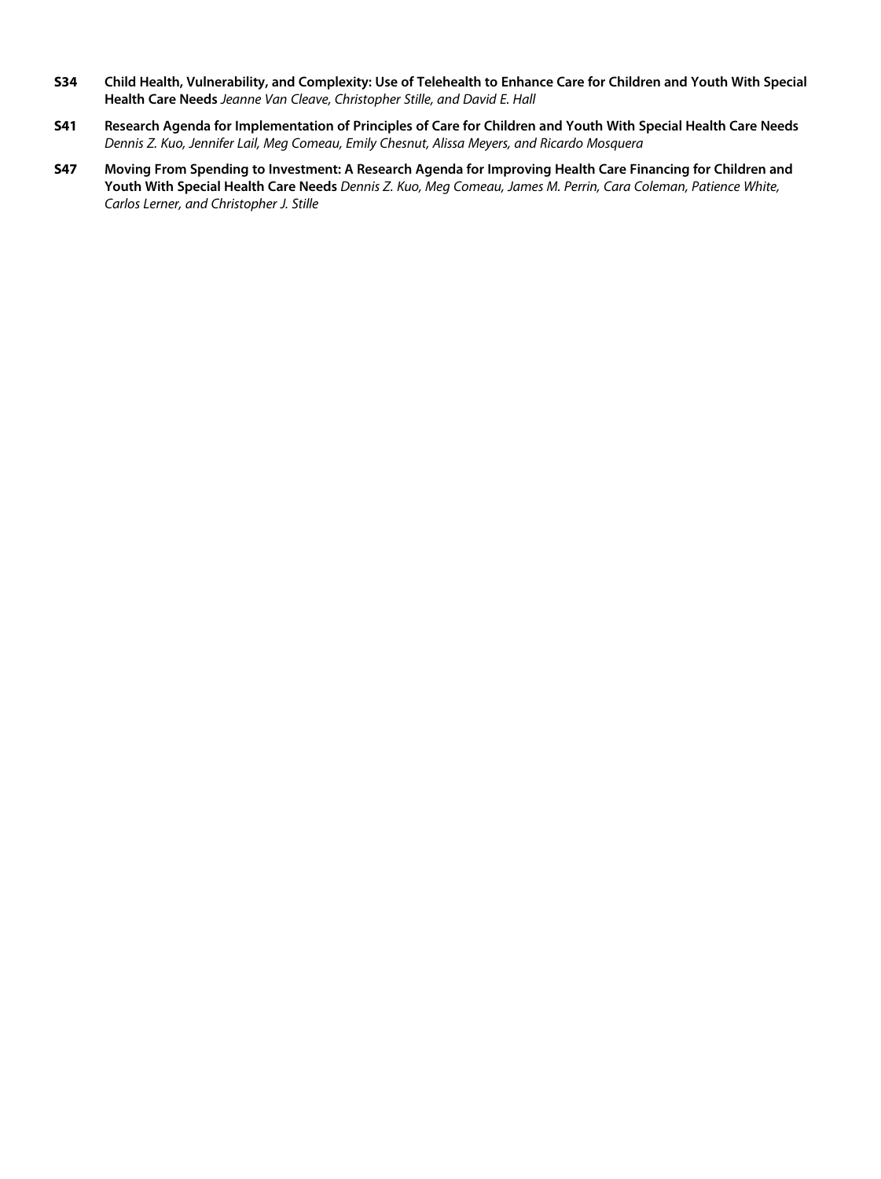**S34** **Child Health, Vulnerability, and Complexity: Use of Telehealth to Enhance Care for Children and Youth With Special Health Care Needs** *Jeanne Van Cleave, Christopher Stille, and David E. Hall*

**S41** **Research Agenda for Implementation of Principles of Care for Children and Youth With Special Health Care Needs** *Dennis Z. Kuo, Jennifer Lail, Meg Comeau, Emily Chesnut, Alissa Meyers, and Ricardo Mosquera*

**S47** **Moving From Spending to Investment: A Research Agenda for Improving Health Care Financing for Children and Youth With Special Health Care Needs** *Dennis Z. Kuo, Meg Comeau, James M. Perrin, Cara Coleman, Patience White, Carlos Lerner, and Christopher J. Stille*